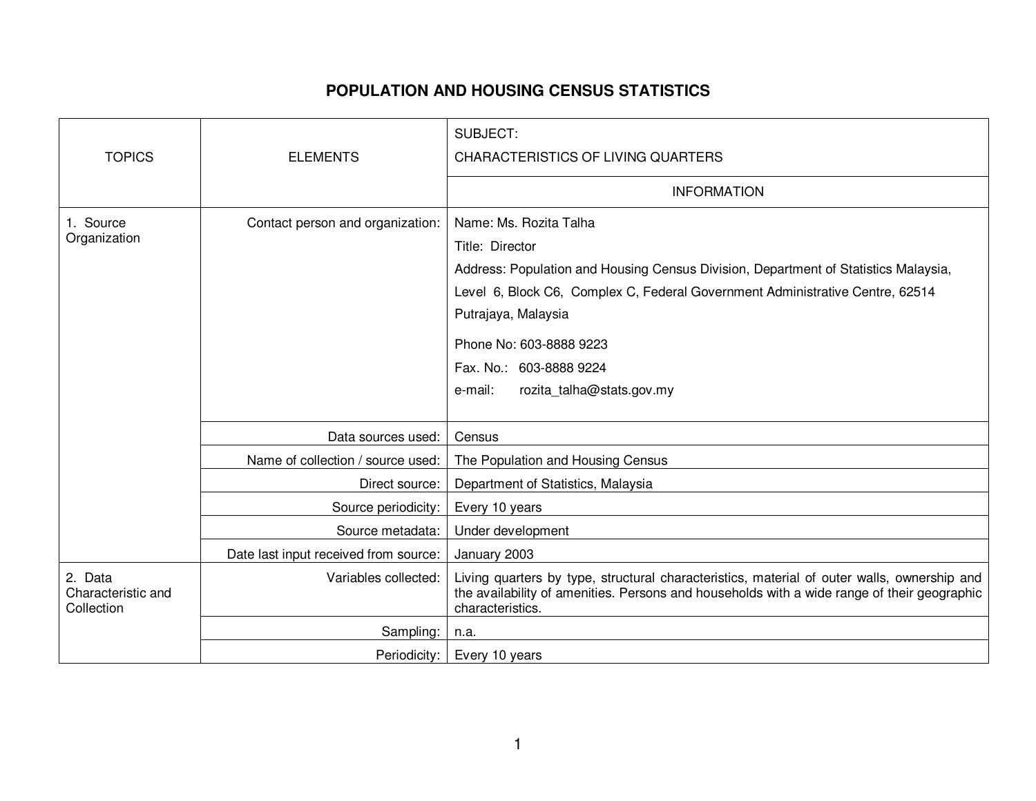# POPULATION AND HOUSING CENSUS STATISTICS

| TOPICS | ELEMENTS | SUBJECT: CHARACTERISTICS OF LIVING QUARTERS |
|---|---|---|
| | | INFORMATION |
| 1. Source Organization | Contact person and organization: | Name: Ms. Rozita Talha<br>Title: Director<br>Address: Population and Housing Census Division, Department of Statistics Malaysia, Level 6, Block C6, Complex C, Federal Government Administrative Centre, 62514 Putrajaya, Malaysia<br>Phone No: 603-8888 9223<br>Fax. No.: 603-8888 9224<br>e-mail: rozita_talha@stats.gov.my |
| | Data sources used: | Census |
| | Name of collection / source used: | The Population and Housing Census |
| | Direct source: | Department of Statistics, Malaysia |
| | Source periodicity: | Every 10 years |
| | Source metadata: | Under development |
| | Date last input received from source: | January 2003 |
| 2. Data Characteristic and Collection | Variables collected: | Living quarters by type, structural characteristics, material of outer walls, ownership and the availability of amenities. Persons and households with a wide range of their geographic characteristics. |
| | Sampling: | n.a. |
| | Periodicity: | Every 10 years |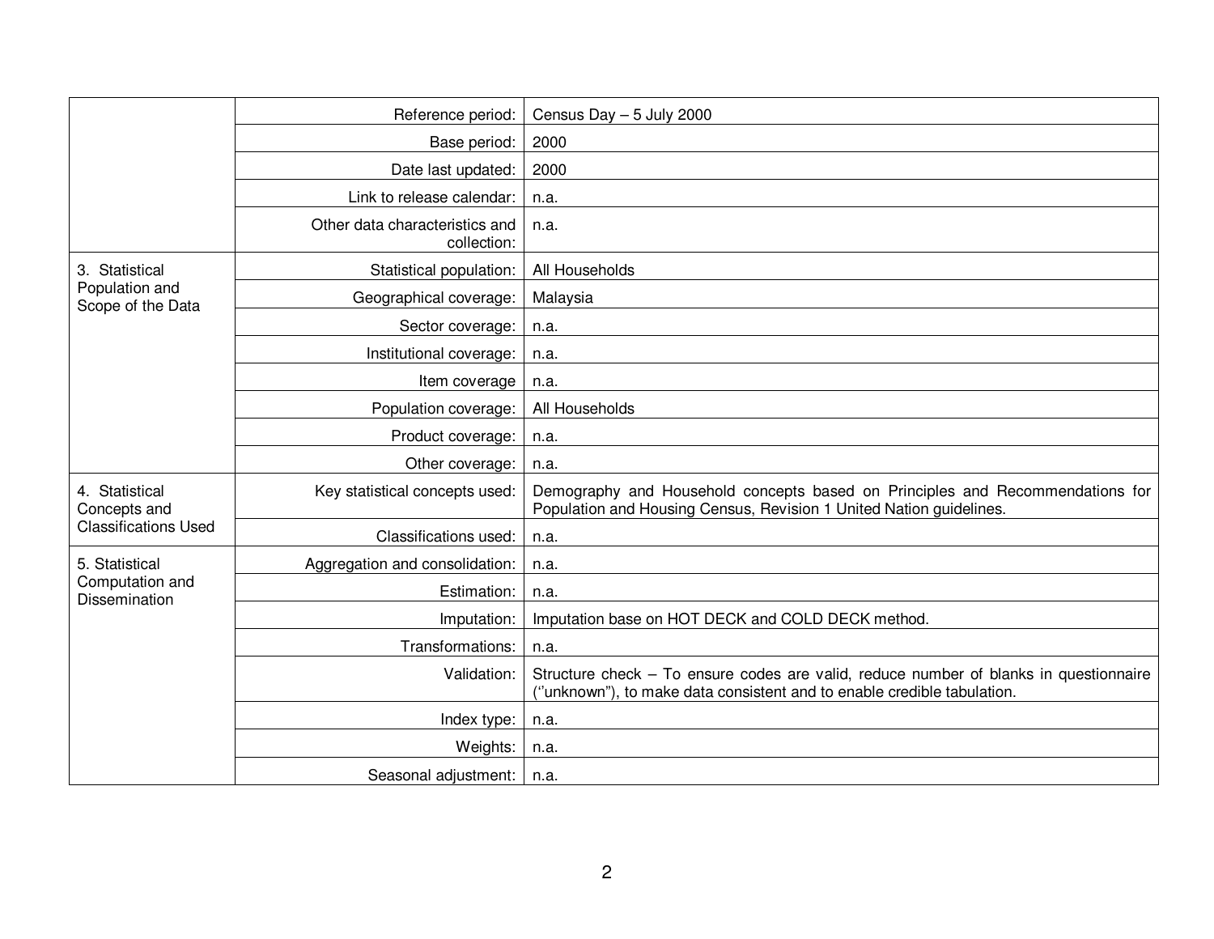| | | |
|---|---|---|
| | Reference period: | Census Day – 5 July 2000 |
| | Base period: | 2000 |
| | Date last updated: | 2000 |
| | Link to release calendar: | n.a. |
| | Other data characteristics and collection: | n.a. |
| 3. Statistical Population and Scope of the Data | Statistical population: | All Households |
| | Geographical coverage: | Malaysia |
| | Sector coverage: | n.a. |
| | Institutional coverage: | n.a. |
| | Item coverage | n.a. |
| | Population coverage: | All Households |
| | Product coverage: | n.a. |
| | Other coverage: | n.a. |
| 4. Statistical Concepts and Classifications Used | Key statistical concepts used: | Demography and Household concepts based on Principles and Recommendations for Population and Housing Census, Revision 1 United Nation guidelines. |
| | Classifications used: | n.a. |
| 5. Statistical Computation and Dissemination | Aggregation and consolidation: | n.a. |
| | Estimation: | n.a. |
| | Imputation: | Imputation base on HOT DECK and COLD DECK method. |
| | Transformations: | n.a. |
| | Validation: | Structure check – To ensure codes are valid, reduce number of blanks in questionnaire (‘'unknown”), to make data consistent and to enable credible tabulation. |
| | Index type: | n.a. |
| | Weights: | n.a. |
| | Seasonal adjustment: | n.a. |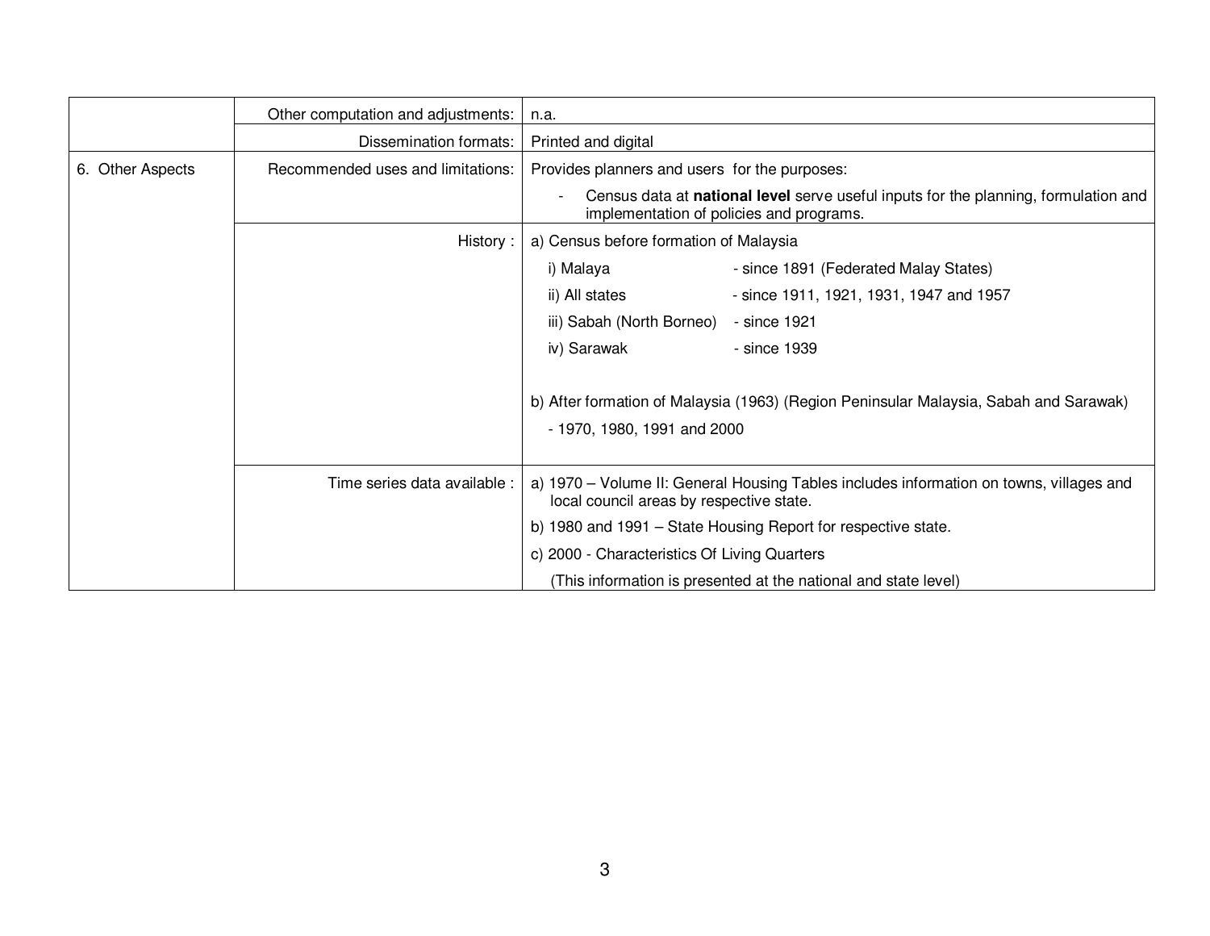| | | |
|---|---|---|
| | Other computation and adjustments: | n.a. |
| | Dissemination formats: | Printed and digital |
| 6. Other Aspects | Recommended uses and limitations: | Provides planners and users for the purposes:<br>- Census data at **national level** serve useful inputs for the planning, formulation and implementation of policies and programs. |
| | History : | a) Census before formation of Malaysia<br>i) Malaya - since 1891 (Federated Malay States)<br>ii) All states - since 1911, 1921, 1931, 1947 and 1957<br>iii) Sabah (North Borneo) - since 1921<br>iv) Sarawak - since 1939<br><br>b) After formation of Malaysia (1963) (Region Peninsular Malaysia, Sabah and Sarawak)<br>- 1970, 1980, 1991 and 2000 |
| | Time series data available : | a) 1970 – Volume II: General Housing Tables includes information on towns, villages and local council areas by respective state.<br>b) 1980 and 1991 – State Housing Report for respective state.<br>c) 2000 - Characteristics Of Living Quarters<br>(This information is presented at the national and state level) |